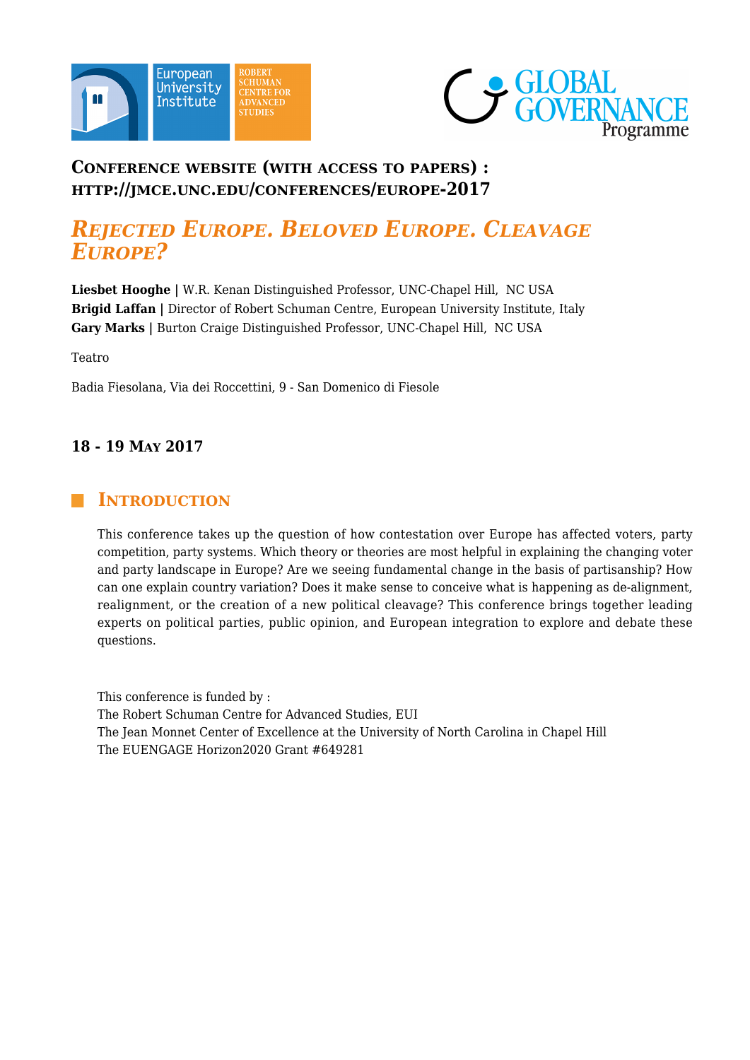### Conference website (with access to papers) : http://jmce.unc.edu/conferences/europe-2017

# *Rejected Europe. Beloved Europe. Cleavage Europe?*

**Liesbet Hooghe |** W.R. Kenan Distinguished Professor, UNC-Chapel Hill, NC USA
**Brigid Laffan |** Director of Robert Schuman Centre, European University Institute, Italy
**Gary Marks |** Burton Craige Distinguished Professor, UNC-Chapel Hill, NC USA

Teatro

Badia Fiesolana, Via dei Roccettini, 9 - San Domenico di Fiesole

### 18 - 19 May 2017

## Introduction

This conference takes up the question of how contestation over Europe has affected voters, party competition, party systems. Which theory or theories are most helpful in explaining the changing voter and party landscape in Europe? Are we seeing fundamental change in the basis of partisanship? How can one explain country variation? Does it make sense to conceive what is happening as de-alignment, realignment, or the creation of a new political cleavage? This conference brings together leading experts on political parties, public opinion, and European integration to explore and debate these questions.

This conference is funded by :
The Robert Schuman Centre for Advanced Studies, EUI
The Jean Monnet Center of Excellence at the University of North Carolina in Chapel Hill
The EUENGAGE Horizon2020 Grant #649281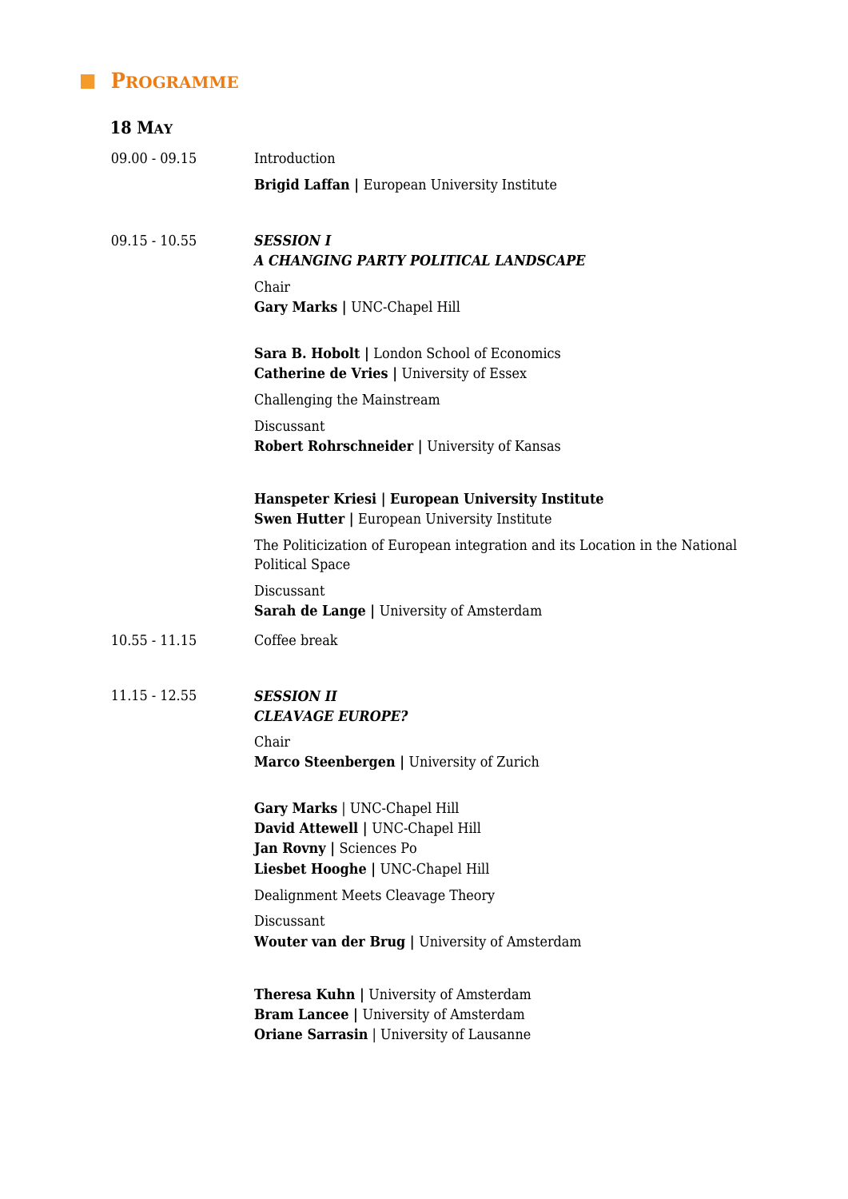## Programme

### 18 May

09.00 - 09.15 Introduction

**Brigid Laffan |** European University Institute

09.15 - 10.55 ***SESSION I***
***A CHANGING PARTY POLITICAL LANDSCAPE***

Chair
**Gary Marks |** UNC-Chapel Hill

**Sara B. Hobolt |** London School of Economics
**Catherine de Vries |** University of Essex

Challenging the Mainstream

Discussant
**Robert Rohrschneider |** University of Kansas

**Hanspeter Kriesi | European University Institute**
**Swen Hutter |** European University Institute

The Politicization of European integration and its Location in the National Political Space

Discussant
**Sarah de Lange |** University of Amsterdam

10.55 - 11.15 Coffee break

11.15 - 12.55 ***SESSION II***
***CLEAVAGE EUROPE?***

Chair
**Marco Steenbergen |** University of Zurich

**Gary Marks** | UNC-Chapel Hill
**David Attewell |** UNC-Chapel Hill
**Jan Rovny |** Sciences Po
**Liesbet Hooghe |** UNC-Chapel Hill

Dealignment Meets Cleavage Theory

Discussant
**Wouter van der Brug |** University of Amsterdam

**Theresa Kuhn |** University of Amsterdam
**Bram Lancee |** University of Amsterdam
**Oriane Sarrasin** | University of Lausanne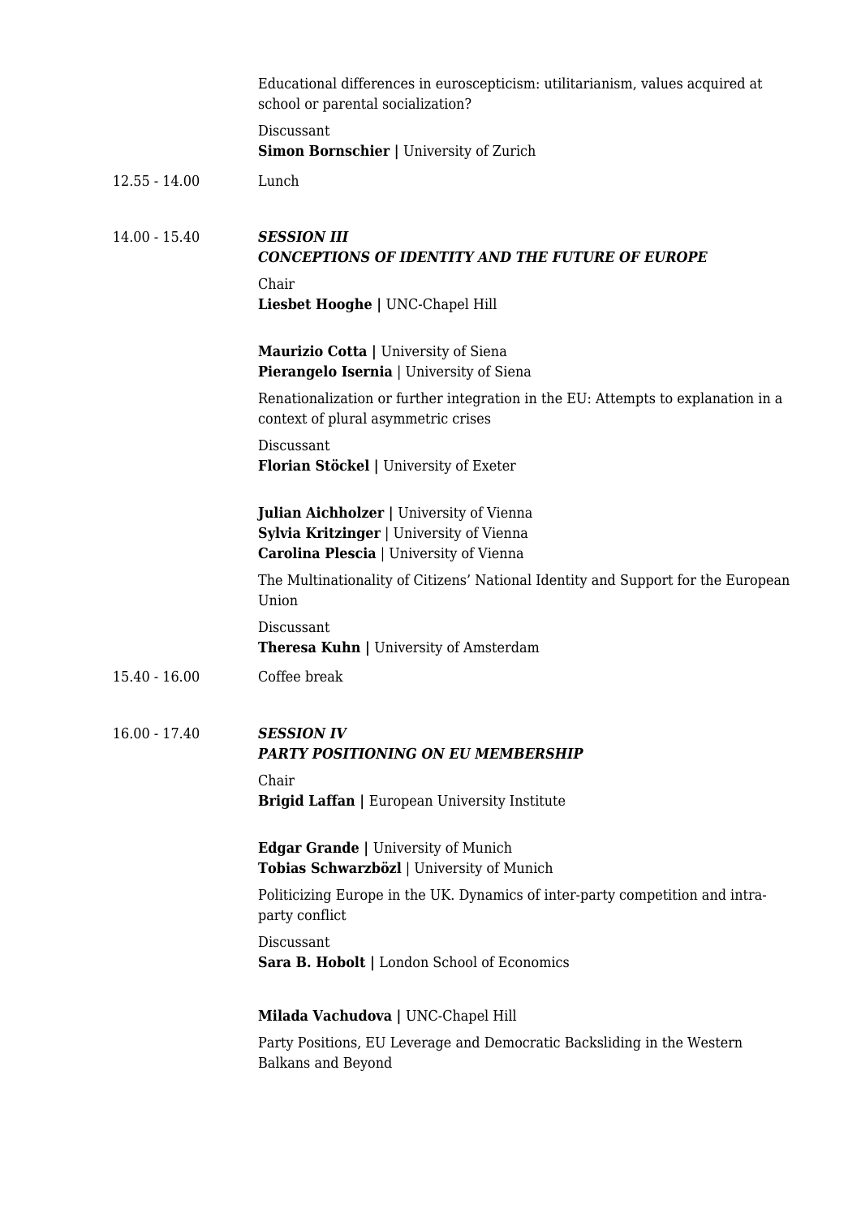Educational differences in euroscepticism: utilitarianism, values acquired at school or parental socialization?

Discussant
**Simon Bornschier |** University of Zurich

12.55 - 14.00 Lunch

14.00 - 15.40 ***SESSION III***
***CONCEPTIONS OF IDENTITY AND THE FUTURE OF EUROPE***

Chair
**Liesbet Hooghe |** UNC-Chapel Hill

**Maurizio Cotta |** University of Siena
**Pierangelo Isernia** | University of Siena

Renationalization or further integration in the EU: Attempts to explanation in a context of plural asymmetric crises

Discussant
**Florian Stöckel |** University of Exeter

**Julian Aichholzer |** University of Vienna
**Sylvia Kritzinger** | University of Vienna
**Carolina Plescia** | University of Vienna

The Multinationality of Citizens' National Identity and Support for the European Union

Discussant
**Theresa Kuhn |** University of Amsterdam

15.40 - 16.00 Coffee break

16.00 - 17.40 ***SESSION IV***
***PARTY POSITIONING ON EU MEMBERSHIP***

Chair
**Brigid Laffan |** European University Institute

**Edgar Grande |** University of Munich
**Tobias Schwarzbözl** | University of Munich

Politicizing Europe in the UK. Dynamics of inter-party competition and intra-party conflict

Discussant
**Sara B. Hobolt |** London School of Economics

**Milada Vachudova |** UNC-Chapel Hill

Party Positions, EU Leverage and Democratic Backsliding in the Western Balkans and Beyond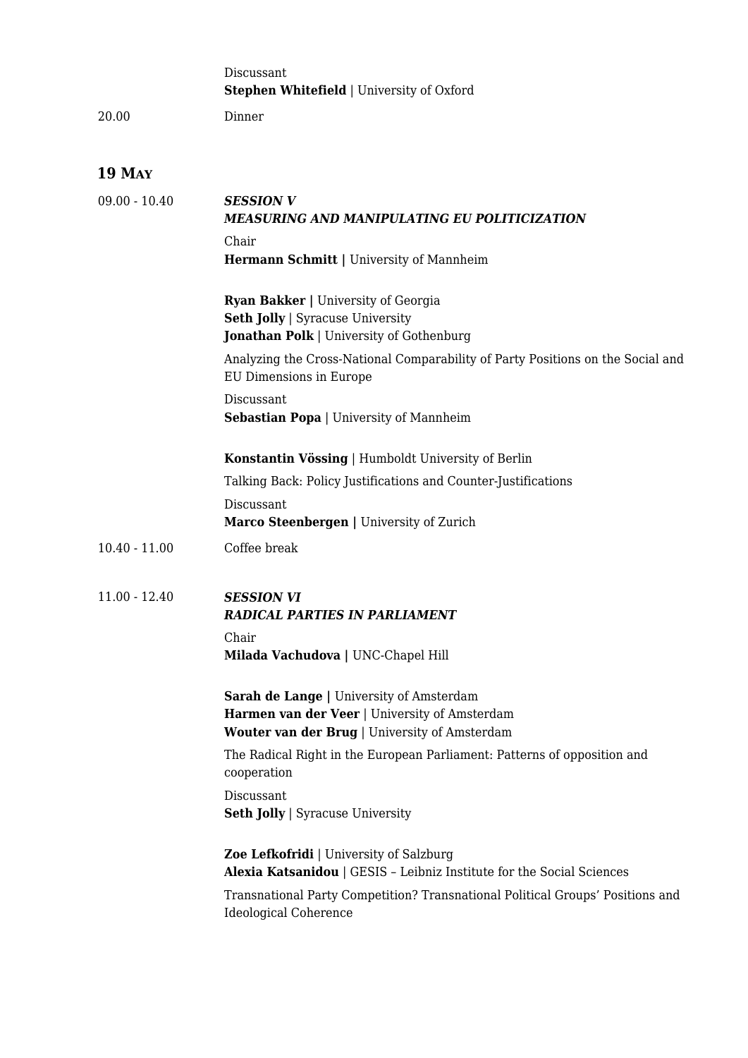Discussant
**Stephen Whitefield** | University of Oxford

20.00 Dinner

## 19 May

09.00 - 10.40 ***SESSION V***
***MEASURING AND MANIPULATING EU POLITICIZATION***

Chair
**Hermann Schmitt |** University of Mannheim

**Ryan Bakker |** University of Georgia
**Seth Jolly** | Syracuse University
**Jonathan Polk** | University of Gothenburg

Analyzing the Cross-National Comparability of Party Positions on the Social and EU Dimensions in Europe

Discussant
**Sebastian Popa** | University of Mannheim

**Konstantin Vössing** | Humboldt University of Berlin

Talking Back: Policy Justifications and Counter-Justifications

Discussant
**Marco Steenbergen |** University of Zurich

10.40 - 11.00 Coffee break

11.00 - 12.40 ***SESSION VI***
***RADICAL PARTIES IN PARLIAMENT***

Chair
**Milada Vachudova |** UNC-Chapel Hill

**Sarah de Lange |** University of Amsterdam
**Harmen van der Veer** | University of Amsterdam
**Wouter van der Brug** | University of Amsterdam

The Radical Right in the European Parliament: Patterns of opposition and cooperation

Discussant
**Seth Jolly** | Syracuse University

**Zoe Lefkofridi** | University of Salzburg
**Alexia Katsanidou** | GESIS – Leibniz Institute for the Social Sciences

Transnational Party Competition? Transnational Political Groups' Positions and Ideological Coherence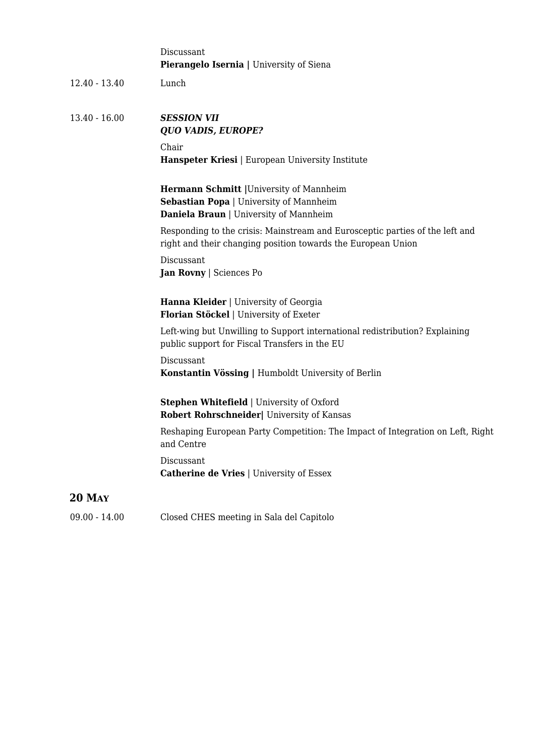Discussant
**Pierangelo Isernia |** University of Siena

12.40 - 13.40 Lunch

13.40 - 16.00 ***SESSION VII***
***QUO VADIS, EUROPE?***

Chair
**Hanspeter Kriesi** | European University Institute

**Hermann Schmitt |**University of Mannheim
**Sebastian Popa** | University of Mannheim
**Daniela Braun** | University of Mannheim

Responding to the crisis: Mainstream and Eurosceptic parties of the left and right and their changing position towards the European Union

Discussant
**Jan Rovny** | Sciences Po

**Hanna Kleider** | University of Georgia
**Florian Stöckel** | University of Exeter

Left-wing but Unwilling to Support international redistribution? Explaining public support for Fiscal Transfers in the EU

Discussant
**Konstantin Vössing |** Humboldt University of Berlin

**Stephen Whitefield** | University of Oxford
**Robert Rohrschneider|** University of Kansas

Reshaping European Party Competition: The Impact of Integration on Left, Right and Centre

Discussant
**Catherine de Vries** | University of Essex

## 20 May

09.00 - 14.00 Closed CHES meeting in Sala del Capitolo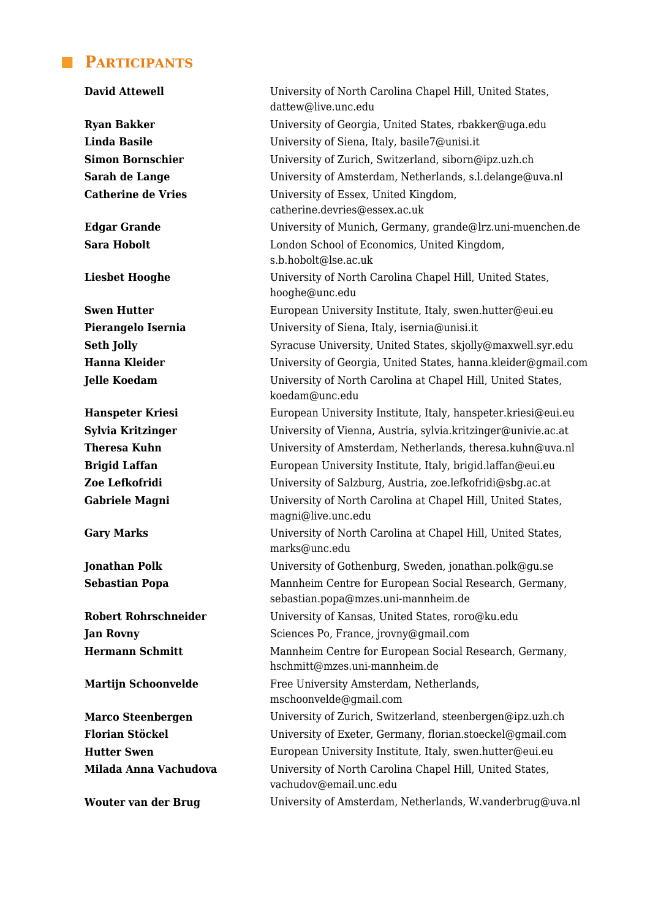## Participants

| | |
|---|---|
| **David Attewell** | University of North Carolina Chapel Hill, United States, dattew@live.unc.edu |
| **Ryan Bakker** | University of Georgia, United States, rbakker@uga.edu |
| **Linda Basile** | University of Siena, Italy, basile7@unisi.it |
| **Simon Bornschier** | University of Zurich, Switzerland, siborn@ipz.uzh.ch |
| **Sarah de Lange** | University of Amsterdam, Netherlands, s.l.delange@uva.nl |
| **Catherine de Vries** | University of Essex, United Kingdom, catherine.devries@essex.ac.uk |
| **Edgar Grande** | University of Munich, Germany, grande@lrz.uni-muenchen.de |
| **Sara Hobolt** | London School of Economics, United Kingdom, s.b.hobolt@lse.ac.uk |
| **Liesbet Hooghe** | University of North Carolina Chapel Hill, United States, hooghe@unc.edu |
| **Swen Hutter** | European University Institute, Italy, swen.hutter@eui.eu |
| **Pierangelo Isernia** | University of Siena, Italy, isernia@unisi.it |
| **Seth Jolly** | Syracuse University, United States, skjolly@maxwell.syr.edu |
| **Hanna Kleider** | University of Georgia, United States, hanna.kleider@gmail.com |
| **Jelle Koedam** | University of North Carolina at Chapel Hill, United States, koedam@unc.edu |
| **Hanspeter Kriesi** | European University Institute, Italy, hanspeter.kriesi@eui.eu |
| **Sylvia Kritzinger** | University of Vienna, Austria, sylvia.kritzinger@univie.ac.at |
| **Theresa Kuhn** | University of Amsterdam, Netherlands, theresa.kuhn@uva.nl |
| **Brigid Laffan** | European University Institute, Italy, brigid.laffan@eui.eu |
| **Zoe Lefkofridi** | University of Salzburg, Austria, zoe.lefkofridi@sbg.ac.at |
| **Gabriele Magni** | University of North Carolina at Chapel Hill, United States, magni@live.unc.edu |
| **Gary Marks** | University of North Carolina at Chapel Hill, United States, marks@unc.edu |
| **Jonathan Polk** | University of Gothenburg, Sweden, jonathan.polk@gu.se |
| **Sebastian Popa** | Mannheim Centre for European Social Research, Germany, sebastian.popa@mzes.uni-mannheim.de |
| **Robert Rohrschneider** | University of Kansas, United States, roro@ku.edu |
| **Jan Rovny** | Sciences Po, France, jrovny@gmail.com |
| **Hermann Schmitt** | Mannheim Centre for European Social Research, Germany, hschmitt@mzes.uni-mannheim.de |
| **Martijn Schoonvelde** | Free University Amsterdam, Netherlands, mschoonvelde@gmail.com |
| **Marco Steenbergen** | University of Zurich, Switzerland, steenbergen@ipz.uzh.ch |
| **Florian Stöckel** | University of Exeter, Germany, florian.stoeckel@gmail.com |
| **Hutter Swen** | European University Institute, Italy, swen.hutter@eui.eu |
| **Milada Anna Vachudova** | University of North Carolina Chapel Hill, United States, vachudov@email.unc.edu |
| **Wouter van der Brug** | University of Amsterdam, Netherlands, W.vanderbrug@uva.nl |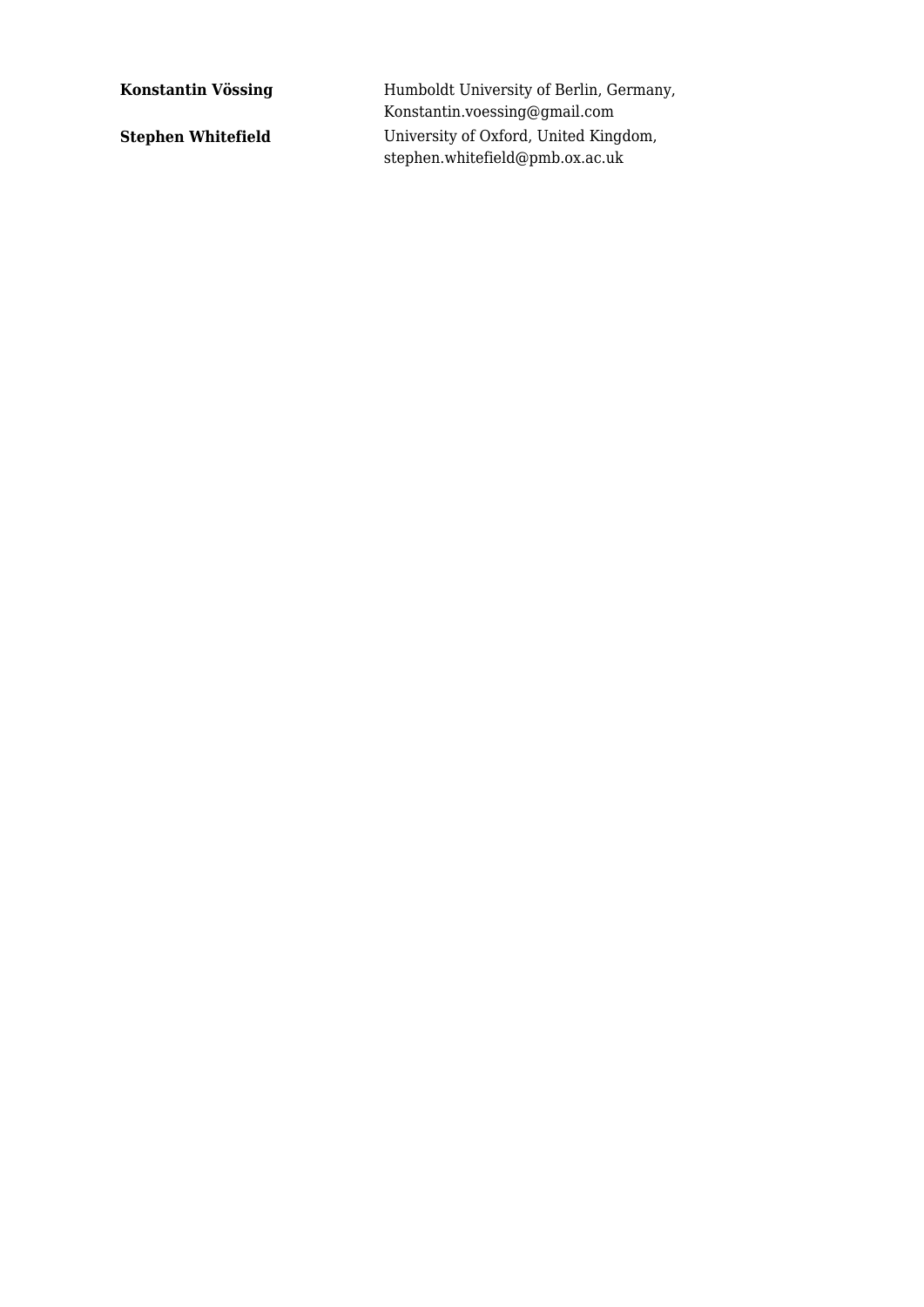| | |
|---|---|
| **Konstantin Vössing** | Humboldt University of Berlin, Germany, Konstantin.voessing@gmail.com |
| **Stephen Whitefield** | University of Oxford, United Kingdom, stephen.whitefield@pmb.ox.ac.uk |